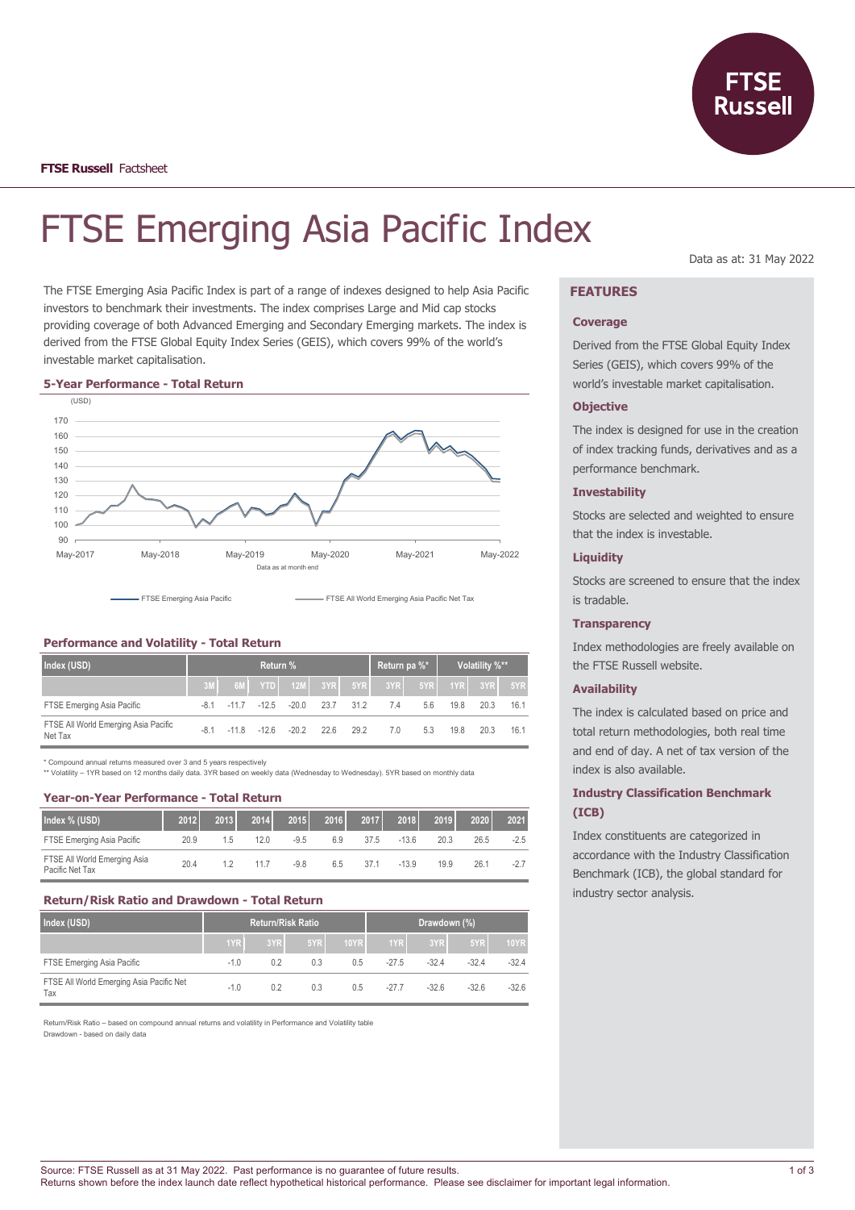FTSE Russell Factsheet

# FTSE Emerging Asia Pacific Index

Data as at: 31 May 2022

The FTSE Emerging Asia Pacific Index is part of a range of indexes designed to help Asia Pacific investors to benchmark their investments. The index comprises Large and Mid cap stocks providing coverage of both Advanced Emerging and Secondary Emerging markets. The index is derived from the FTSE Global Equity Index Series (GEIS), which covers 99% of the world's investable market capitalisation.

### 5-Year Performance - Total Return

(USD)

Data as at month end

FTSE Emerging Asia Pacific — FTSE All World Emerging Asia Pacific Net Tax

### Performance and Volatility - Total Return

| Index (USD) | Return % | | | | | | Return pa %* | | Volatility %** | | |
|---|---|---|---|---|---|---|---|---|---|---|---|
| | 3M | 6M | YTD | 12M | 3YR | 5YR | 3YR | 5YR | 1YR | 3YR | 5YR |
| FTSE Emerging Asia Pacific | -8.1 | -11.7 | -12.5 | -20.0 | 23.7 | 31.2 | 7.4 | 5.6 | 19.8 | 20.3 | 16.1 |
| FTSE All World Emerging Asia Pacific Net Tax | -8.1 | -11.8 | -12.6 | -20.2 | 22.6 | 29.2 | 7.0 | 5.3 | 19.8 | 20.3 | 16.1 |

\* Compound annual returns measured over 3 and 5 years respectively
\** Volatility – 1YR based on 12 months daily data. 3YR based on weekly data (Wednesday to Wednesday). 5YR based on monthly data

### Year-on-Year Performance - Total Return

| Index % (USD) | 2012 | 2013 | 2014 | 2015 | 2016 | 2017 | 2018 | 2019 | 2020 | 2021 |
|---|---|---|---|---|---|---|---|---|---|---|
| FTSE Emerging Asia Pacific | 20.9 | 1.5 | 12.0 | -9.5 | 6.9 | 37.5 | -13.6 | 20.3 | 26.5 | -2.5 |
| FTSE All World Emerging Asia Pacific Net Tax | 20.4 | 1.2 | 11.7 | -9.8 | 6.5 | 37.1 | -13.9 | 19.9 | 26.1 | -2.7 |

### Return/Risk Ratio and Drawdown - Total Return

| Index (USD) | Return/Risk Ratio | | | | Drawdown (%) | | | |
|---|---|---|---|---|---|---|---|---|
| | 1YR | 3YR | 5YR | 10YR | 1YR | 3YR | 5YR | 10YR |
| FTSE Emerging Asia Pacific | -1.0 | 0.2 | 0.3 | 0.5 | -27.5 | -32.4 | -32.4 | -32.4 |
| FTSE All World Emerging Asia Pacific Net Tax | -1.0 | 0.2 | 0.3 | 0.5 | -27.7 | -32.6 | -32.6 | -32.6 |

Return/Risk Ratio – based on compound annual returns and volatility in Performance and Volatility table
Drawdown - based on daily data

## FEATURES

### Coverage

Derived from the FTSE Global Equity Index Series (GEIS), which covers 99% of the world's investable market capitalisation.

### Objective

The index is designed for use in the creation of index tracking funds, derivatives and as a performance benchmark.

### Investability

Stocks are selected and weighted to ensure that the index is investable.

### Liquidity

Stocks are screened to ensure that the index is tradable.

### Transparency

Index methodologies are freely available on the FTSE Russell website.

### Availability

The index is calculated based on price and total return methodologies, both real time and end of day. A net of tax version of the index is also available.

### Industry Classification Benchmark (ICB)

Index constituents are categorized in accordance with the Industry Classification Benchmark (ICB), the global standard for industry sector analysis.

Source: FTSE Russell as at 31 May 2022. Past performance is no guarantee of future results.
Returns shown before the index launch date reflect hypothetical historical performance. Please see disclaimer for important legal information.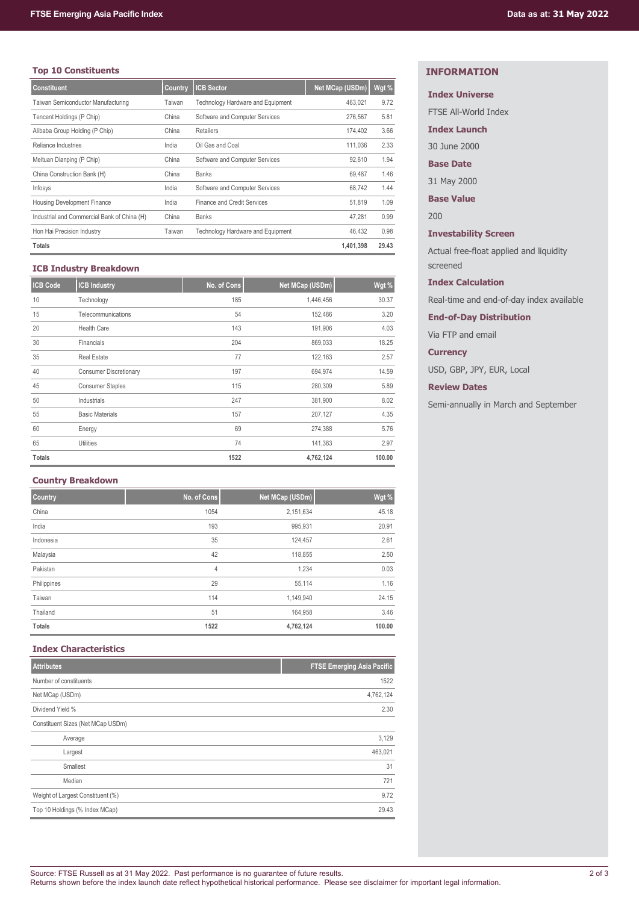## Top 10 Constituents

| Constituent | Country | ICB Sector | Net MCap (USDm) | Wgt % |
|---|---|---|---|---|
| Taiwan Semiconductor Manufacturing | Taiwan | Technology Hardware and Equipment | 463,021 | 9.72 |
| Tencent Holdings (P Chip) | China | Software and Computer Services | 276,567 | 5.81 |
| Alibaba Group Holding (P Chip) | China | Retailers | 174,402 | 3.66 |
| Reliance Industries | India | Oil Gas and Coal | 111,036 | 2.33 |
| Meituan Dianping (P Chip) | China | Software and Computer Services | 92,610 | 1.94 |
| China Construction Bank (H) | China | Banks | 69,487 | 1.46 |
| Infosys | India | Software and Computer Services | 68,742 | 1.44 |
| Housing Development Finance | India | Finance and Credit Services | 51,819 | 1.09 |
| Industrial and Commercial Bank of China (H) | China | Banks | 47,281 | 0.99 |
| Hon Hai Precision Industry | Taiwan | Technology Hardware and Equipment | 46,432 | 0.98 |
| **Totals** | | | **1,401,398** | **29.43** |

## ICB Industry Breakdown

| ICB Code | ICB Industry | No. of Cons | Net MCap (USDm) | Wgt % |
|---|---|---|---|---|
| 10 | Technology | 185 | 1,446,456 | 30.37 |
| 15 | Telecommunications | 54 | 152,486 | 3.20 |
| 20 | Health Care | 143 | 191,906 | 4.03 |
| 30 | Financials | 204 | 869,033 | 18.25 |
| 35 | Real Estate | 77 | 122,163 | 2.57 |
| 40 | Consumer Discretionary | 197 | 694,974 | 14.59 |
| 45 | Consumer Staples | 115 | 280,309 | 5.89 |
| 50 | Industrials | 247 | 381,900 | 8.02 |
| 55 | Basic Materials | 157 | 207,127 | 4.35 |
| 60 | Energy | 69 | 274,388 | 5.76 |
| 65 | Utilities | 74 | 141,383 | 2.97 |
| **Totals** | | **1522** | **4,762,124** | **100.00** |

## Country Breakdown

| Country | No. of Cons | Net MCap (USDm) | Wgt % |
|---|---|---|---|
| China | 1054 | 2,151,634 | 45.18 |
| India | 193 | 995,931 | 20.91 |
| Indonesia | 35 | 124,457 | 2.61 |
| Malaysia | 42 | 118,855 | 2.50 |
| Pakistan | 4 | 1,234 | 0.03 |
| Philippines | 29 | 55,114 | 1.16 |
| Taiwan | 114 | 1,149,940 | 24.15 |
| Thailand | 51 | 164,958 | 3.46 |
| **Totals** | **1522** | **4,762,124** | **100.00** |

## Index Characteristics

| Attributes | FTSE Emerging Asia Pacific |
|---|---|
| Number of constituents | 1522 |
| Net MCap (USDm) | 4,762,124 |
| Dividend Yield % | 2.30 |
| Constituent Sizes (Net MCap USDm) | |
| Average | 3,129 |
| Largest | 463,021 |
| Smallest | 31 |
| Median | 721 |
| Weight of Largest Constituent (%) | 9.72 |
| Top 10 Holdings (% Index MCap) | 29.43 |

## INFORMATION

**Index Universe**

FTSE All-World Index

**Index Launch**

30 June 2000

**Base Date**

31 May 2000

**Base Value**

200

**Investability Screen**

Actual free-float applied and liquidity screened

**Index Calculation**

Real-time and end-of-day index available

**End-of-Day Distribution**

Via FTP and email

**Currency**

USD, GBP, JPY, EUR, Local

**Review Dates**

Semi-annually in March and September

Source: FTSE Russell as at 31 May 2022. Past performance is no guarantee of future results.
Returns shown before the index launch date reflect hypothetical historical performance. Please see disclaimer for important legal information.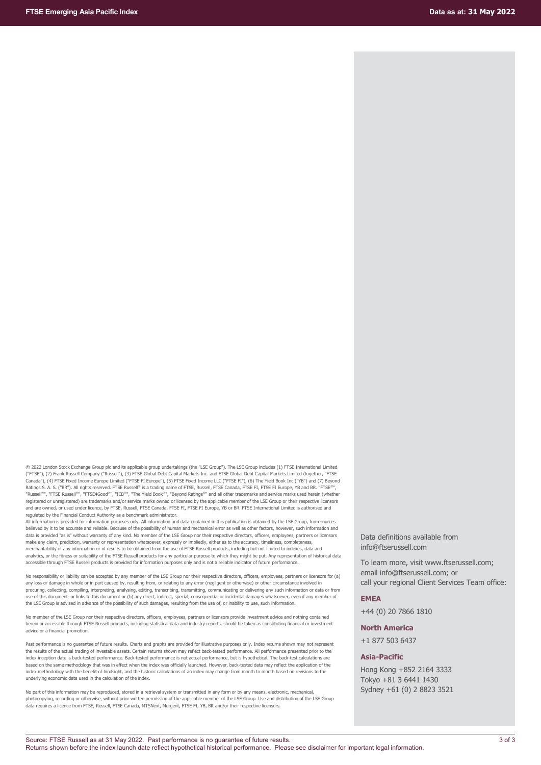© 2022 London Stock Exchange Group plc and its applicable group undertakings (the "LSE Group"). The LSE Group includes (1) FTSE International Limited ("FTSE"), (2) Frank Russell Company ("Russell"), (3) FTSE Global Debt Capital Markets Inc. and FTSE Global Debt Capital Markets Limited (together, "FTSE Canada"), (4) FTSE Fixed Income Europe Limited ("FTSE FI Europe"), (5) FTSE Fixed Income LLC ("FTSE FI"), (6) The Yield Book Inc ("YB") and (7) Beyond Ratings S. A. S. ("BR"). All rights reserved. FTSE Russell® is a trading name of FTSE, Russell, FTSE Canada, FTSE FI, FTSE FI Europe, YB and BR. "FTSE®", "Russell®", "FTSE Russell®", "FTSE4Good®", "ICB®", "The Yield Book®", "Beyond Ratings®" and all other trademarks and service marks used herein (whether registered or unregistered) are trademarks and/or service marks owned or licensed by the applicable member of the LSE Group or their respective licensors and are owned, or used under licence, by FTSE, Russell, FTSE Canada, FTSE FI, FTSE FI Europe, YB or BR. FTSE International Limited is authorised and regulated by the Financial Conduct Authority as a benchmark administrator.

All information is provided for information purposes only. All information and data contained in this publication is obtained by the LSE Group, from sources believed by it to be accurate and reliable. Because of the possibility of human and mechanical error as well as other factors, however, such information and data is provided "as is" without warranty of any kind. No member of the LSE Group nor their respective directors, officers, employees, partners or licensors make any claim, prediction, warranty or representation whatsoever, expressly or impliedly, either as to the accuracy, timeliness, completeness, merchantability of any information or of results to be obtained from the use of FTSE Russell products, including but not limited to indexes, data and analytics, or the fitness or suitability of the FTSE Russell products for any particular purpose to which they might be put. Any representation of historical data accessible through FTSE Russell products is provided for information purposes only and is not a reliable indicator of future performance.

No responsibility or liability can be accepted by any member of the LSE Group nor their respective directors, officers, employees, partners or licensors for (a) any loss or damage in whole or in part caused by, resulting from, or relating to any error (negligent or otherwise) or other circumstance involved in procuring, collecting, compiling, interpreting, analysing, editing, transcribing, transmitting, communicating or delivering any such information or data or from use of this document or links to this document or (b) any direct, indirect, special, consequential or incidental damages whatsoever, even if any member of the LSE Group is advised in advance of the possibility of such damages, resulting from the use of, or inability to use, such information.

No member of the LSE Group nor their respective directors, officers, employees, partners or licensors provide investment advice and nothing contained herein or accessible through FTSE Russell products, including statistical data and industry reports, should be taken as constituting financial or investment advice or a financial promotion.

Past performance is no guarantee of future results. Charts and graphs are provided for illustrative purposes only. Index returns shown may not represent the results of the actual trading of investable assets. Certain returns shown may reflect back-tested performance. All performance presented prior to the index inception date is back-tested performance. Back-tested performance is not actual performance, but is hypothetical. The back-test calculations are based on the same methodology that was in effect when the index was officially launched. However, back-tested data may reflect the application of the index methodology with the benefit of hindsight, and the historic calculations of an index may change from month to month based on revisions to the underlying economic data used in the calculation of the index.

No part of this information may be reproduced, stored in a retrieval system or transmitted in any form or by any means, electronic, mechanical, photocopying, recording or otherwise, without prior written permission of the applicable member of the LSE Group. Use and distribution of the LSE Group data requires a licence from FTSE, Russell, FTSE Canada, MTSNext, Mergent, FTSE FI, YB, BR and/or their respective licensors.

Data definitions available from info@ftserussell.com

To learn more, visit www.ftserussell.com; email info@ftserussell.com; or call your regional Client Services Team office:

**EMEA**

+44 (0) 20 7866 1810

**North America**

+1 877 503 6437

**Asia-Pacific**

Hong Kong +852 2164 3333
Tokyo +81 3 6441 1430
Sydney +61 (0) 2 8823 3521

Source: FTSE Russell as at 31 May 2022. Past performance is no guarantee of future results.
Returns shown before the index launch date reflect hypothetical historical performance. Please see disclaimer for important legal information.